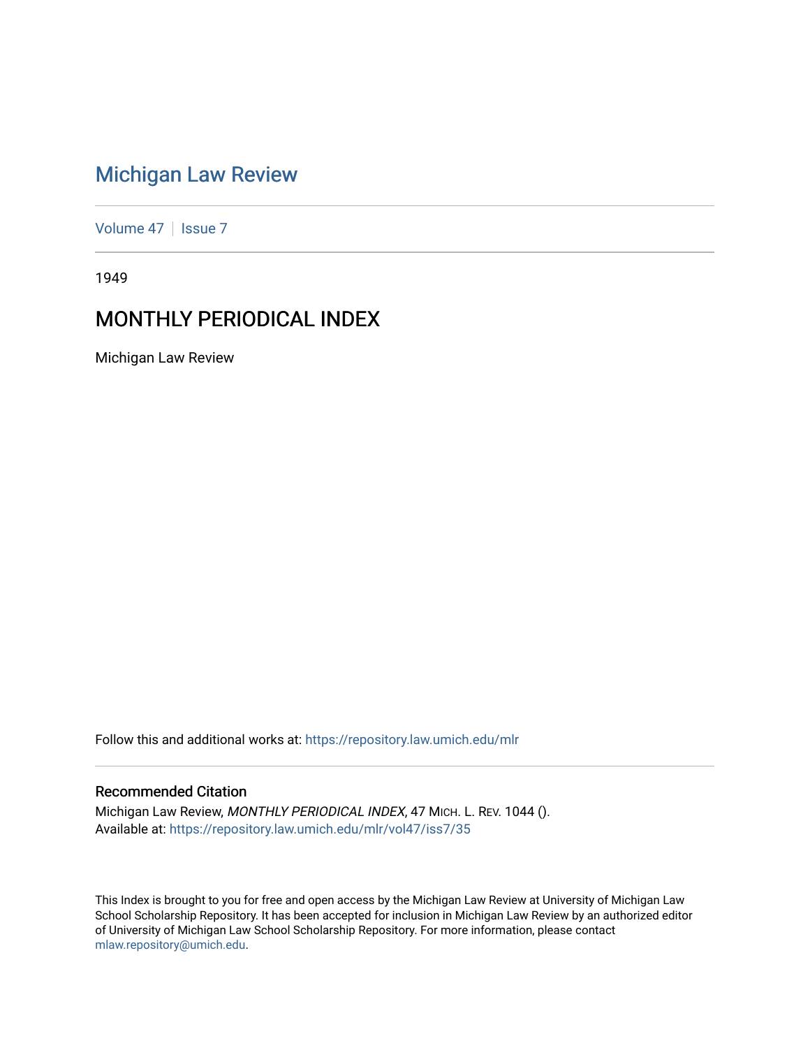# Michigan Law Review

Volume 47 | Issue 7

1949

## MONTHLY PERIODICAL INDEX

Michigan Law Review

Follow this and additional works at: https://repository.law.umich.edu/mlr

### Recommended Citation

Michigan Law Review, *MONTHLY PERIODICAL INDEX*, 47 MICH. L. REV. 1044 ().
Available at: https://repository.law.umich.edu/mlr/vol47/iss7/35

This Index is brought to you for free and open access by the Michigan Law Review at University of Michigan Law School Scholarship Repository. It has been accepted for inclusion in Michigan Law Review by an authorized editor of University of Michigan Law School Scholarship Repository. For more information, please contact mlaw.repository@umich.edu.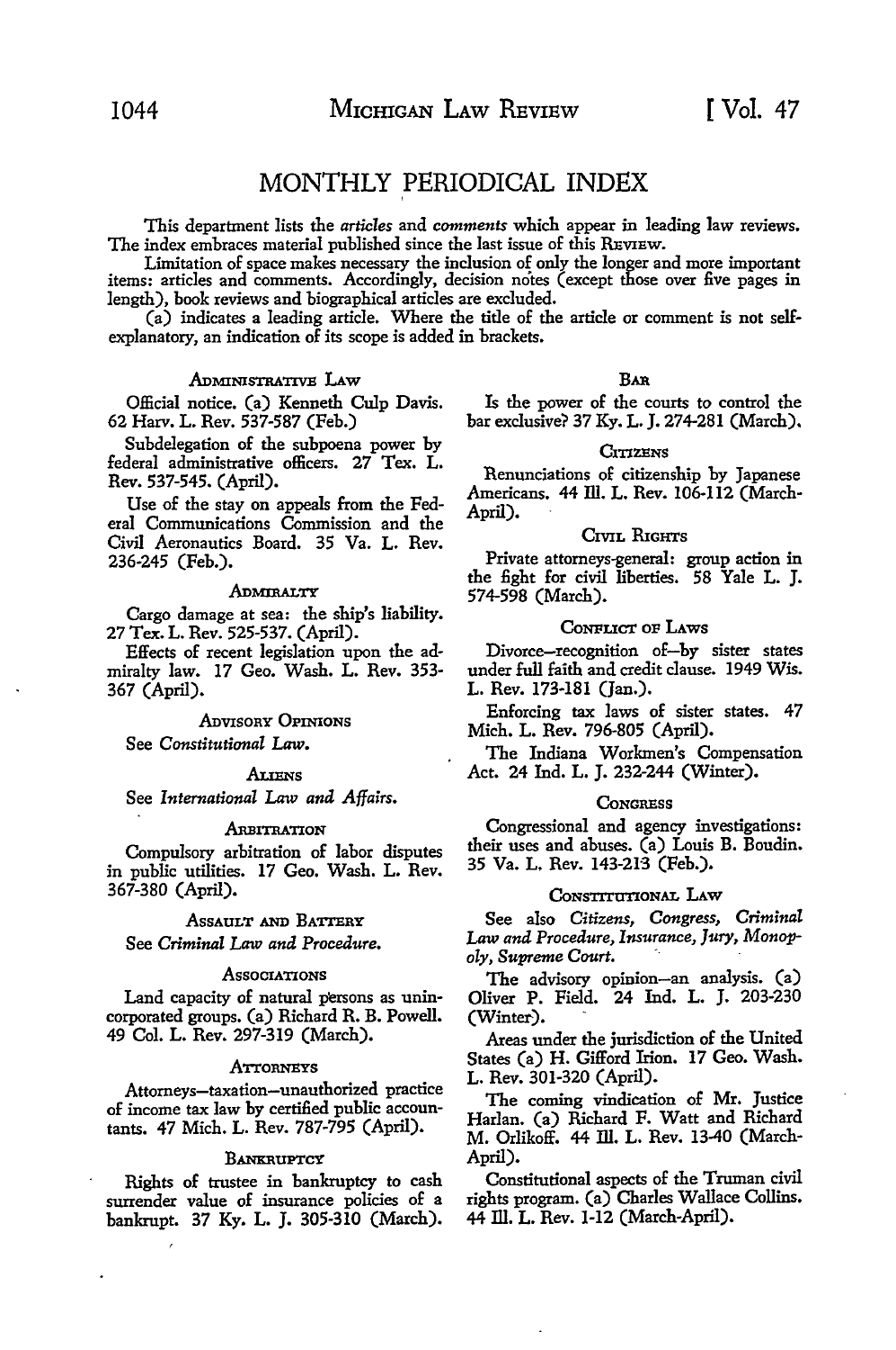# MONTHLY PERIODICAL INDEX

This department lists the *articles* and *comments* which appear in leading law reviews. The index embraces material published since the last issue of this REVIEW.

Limitation of space makes necessary the inclusion of only the longer and more important items: articles and comments. Accordingly, decision notes (except those over five pages in length), book reviews and biographical articles are excluded.

(a) indicates a leading article. Where the title of the article or comment is not self-explanatory, an indication of its scope is added in brackets.

### ADMINISTRATIVE LAW

Official notice. (a) Kenneth Culp Davis. 62 Harv. L. Rev. 537-587 (Feb.)

Subdelegation of the subpoena power by federal administrative officers. 27 Tex. L. Rev. 537-545. (April).

Use of the stay on appeals from the Federal Communications Commission and the Civil Aeronautics Board. 35 Va. L. Rev. 236-245 (Feb.).

### ADMIRALTY

Cargo damage at sea: the ship's liability. 27 Tex. L. Rev. 525-537. (April).

Effects of recent legislation upon the admiralty law. 17 Geo. Wash. L. Rev. 353-367 (April).

### ADVISORY OPINIONS

See *Constitutional Law.*

### ALIENS

See *International Law and Affairs.*

### ARBITRATION

Compulsory arbitration of labor disputes in public utilities. 17 Geo. Wash. L. Rev. 367-380 (April).

### ASSAULT AND BATTERY

See *Criminal Law and Procedure.*

### ASSOCIATIONS

Land capacity of natural persons as unincorporated groups. (a) Richard R. B. Powell. 49 Col. L. Rev. 297-319 (March).

### ATTORNEYS

Attorneys—taxation—unauthorized practice of income tax law by certified public accountants. 47 Mich. L. Rev. 787-795 (April).

### BANKRUPTCY

Rights of trustee in bankruptcy to cash surrender value of insurance policies of a bankrupt. 37 Ky. L. J. 305-310 (March).

### BAR

Is the power of the courts to control the bar exclusive? 37 Ky. L. J. 274-281 (March).

### CITIZENS

Renunciations of citizenship by Japanese Americans. 44 Ill. L. Rev. 106-112 (March-April).

### CIVIL RIGHTS

Private attorneys-general: group action in the fight for civil liberties. 58 Yale L. J. 574-598 (March).

### CONFLICT OF LAWS

Divorce—recognition of—by sister states under full faith and credit clause. 1949 Wis. L. Rev. 173-181 (Jan.).

Enforcing tax laws of sister states. 47 Mich. L. Rev. 796-805 (April).

The Indiana Workmen's Compensation Act. 24 Ind. L. J. 232-244 (Winter).

### CONGRESS

Congressional and agency investigations: their uses and abuses. (a) Louis B. Boudin. 35 Va. L. Rev. 143-213 (Feb.).

### CONSTITUTIONAL LAW

See also *Citizens, Congress, Criminal Law and Procedure, Insurance, Jury, Monopoly, Supreme Court.*

The advisory opinion—an analysis. (a) Oliver P. Field. 24 Ind. L. J. 203-230 (Winter).

Areas under the jurisdiction of the United States (a) H. Gifford Irion. 17 Geo. Wash. L. Rev. 301-320 (April).

The coming vindication of Mr. Justice Harlan. (a) Richard F. Watt and Richard M. Orlikoff. 44 Ill. L. Rev. 13-40 (March-April).

Constitutional aspects of the Truman civil rights program. (a) Charles Wallace Collins. 44 Ill. L. Rev. 1-12 (March-April).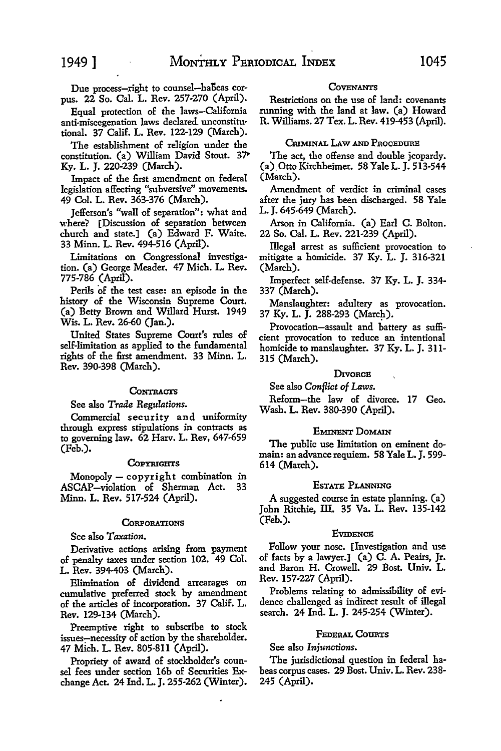Due process—right to counsel—habeas corpus. 22 So. Cal. L. Rev. 257-270 (April).

Equal protection of the laws—California anti-miscegenation laws declared unconstitutional. 37 Calif. L. Rev. 122-129 (March).

The establishment of religion under the constitution. (a) William David Stout. 37 Ky. L. J. 220-239 (March).

Impact of the first amendment on federal legislation affecting "subversive" movements. 49 Col. L. Rev. 363-376 (March).

Jefferson's "wall of separation": what and where? [Discussion of separation between church and state.] (a) Edward F. Waite. 33 Minn. L. Rev. 494-516 (April).

Limitations on Congressional investigation. (a) George Meader. 47 Mich. L. Rev. 775-786 (April).

Perils of the test case: an episode in the history of the Wisconsin Supreme Court. (a) Betty Brown and Willard Hurst. 1949 Wis. L. Rev. 26-60 (Jan.).

United States Supreme Court's rules of self-limitation as applied to the fundamental rights of the first amendment. 33 Minn. L. Rev. 390-398 (March).

### Contracts

See also *Trade Regulations.*

Commercial security and uniformity through express stipulations in contracts as to governing law. 62 Harv. L. Rev. 647-659 (Feb.).

### Copyrights

Monopoly — copyright combination in ASCAP—violation of Sherman Act. 33 Minn. L. Rev. 517-524 (April).

### Corporations

See also *Taxation.*

Derivative actions arising from payment of penalty taxes under section 102. 49 Col. L. Rev. 394-403 (March).

Elimination of dividend arrearages on cumulative preferred stock by amendment of the articles of incorporation. 37 Calif. L. Rev. 129-134 (March).

Preemptive right to subscribe to stock issues—necessity of action by the shareholder. 47 Mich. L. Rev. 805-811 (April).

Propriety of award of stockholder's counsel fees under section 16b of Securities Exchange Act. 24 Ind. L. J. 255-262 (Winter).

### Covenants

Restrictions on the use of land: covenants running with the land at law. (a) Howard R. Williams. 27 Tex. L. Rev. 419-453 (April).

### Criminal Law and Procedure

The act, the offense and double jeopardy. (a) Otto Kirchheimer. 58 Yale L. J. 513-544 (March).

Amendment of verdict in criminal cases after the jury has been discharged. 58 Yale L. J. 645-649 (March).

Arson in California. (a) Earl C. Bolton. 22 So. Cal. L. Rev. 221-239 (April).

Illegal arrest as sufficient provocation to mitigate a homicide. 37 Ky. L. J. 316-321 (March).

Imperfect self-defense. 37 Ky. L. J. 334-337 (March).

Manslaughter: adultery as provocation. 37 Ky. L. J. 288-293 (March).

Provocation—assault and battery as sufficient provocation to reduce an intentional homicide to manslaughter. 37 Ky. L. J. 311-315 (March).

### Divorce

See also *Conflict of Laws.*

Reform—the law of divorce. 17 Geo. Wash. L. Rev. 380-390 (April).

### Eminent Domain

The public use limitation on eminent domain: an advance requiem. 58 Yale L. J. 599-614 (March).

### Estate Planning

A suggested course in estate planning. (a) John Ritchie, III. 35 Va. L. Rev. 135-142 (Feb.).

### Evidence

Follow your nose. [Investigation and use of facts by a lawyer.] (a) C. A. Peairs, Jr. and Baron H. Crowell. 29 Bost. Univ. L. Rev. 157-227 (April).

Problems relating to admissibility of evidence challenged as indirect result of illegal search. 24 Ind. L. J. 245-254 (Winter).

### Federal Courts

See also *Injunctions.*

The jurisdictional question in federal habeas corpus cases. 29 Bost. Univ. L. Rev. 238-245 (April).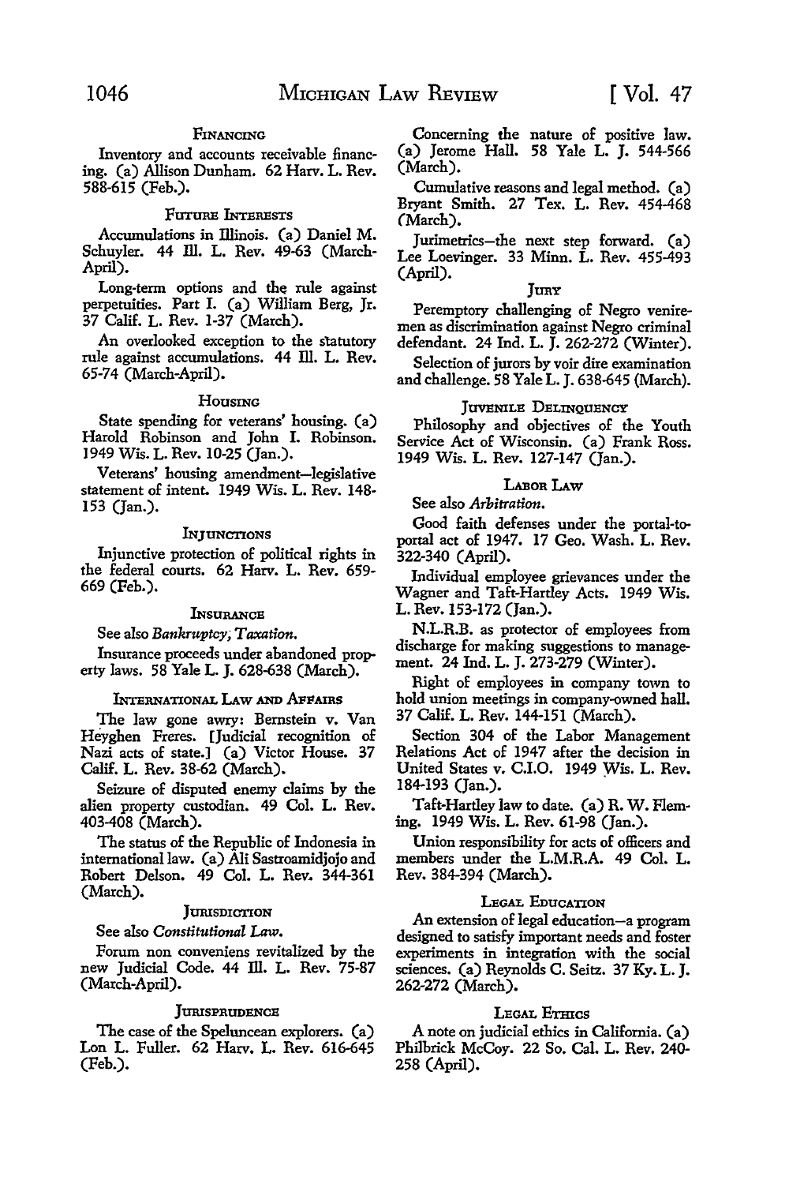### FINANCING

Inventory and accounts receivable financing. (a) Allison Dunham. 62 Harv. L. Rev. 588-615 (Feb.).

### FUTURE INTERESTS

Accumulations in Illinois. (a) Daniel M. Schuyler. 44 Ill. L. Rev. 49-63 (March-April).

Long-term options and the rule against perpetuities. Part I. (a) William Berg, Jr. 37 Calif. L. Rev. 1-37 (March).

An overlooked exception to the statutory rule against accumulations. 44 Ill. L. Rev. 65-74 (March-April).

### HOUSING

State spending for veterans' housing. (a) Harold Robinson and John I. Robinson. 1949 Wis. L. Rev. 10-25 (Jan.).

Veterans' housing amendment—legislative statement of intent. 1949 Wis. L. Rev. 148-153 (Jan.).

### INJUNCTIONS

Injunctive protection of political rights in the federal courts. 62 Harv. L. Rev. 659-669 (Feb.).

### INSURANCE

See also *Bankruptcy; Taxation.*

Insurance proceeds under abandoned property laws. 58 Yale L. J. 628-638 (March).

### INTERNATIONAL LAW AND AFFAIRS

The law gone awry: Bernstein v. Van Heyghen Freres. [Judicial recognition of Nazi acts of state.] (a) Victor House. 37 Calif. L. Rev. 38-62 (March).

Seizure of disputed enemy claims by the alien property custodian. 49 Col. L. Rev. 403-408 (March).

The status of the Republic of Indonesia in international law. (a) Ali Sastroamidjojo and Robert Delson. 49 Col. L. Rev. 344-361 (March).

### JURISDICTION

See also *Constitutional Law.*

Forum non conveniens revitalized by the new Judicial Code. 44 Ill. L. Rev. 75-87 (March-April).

### JURISPRUDENCE

The case of the Speluncean explorers. (a) Lon L. Fuller. 62 Harv. L. Rev. 616-645 (Feb.).

Concerning the nature of positive law. (a) Jerome Hall. 58 Yale L. J. 544-566 (March).

Cumulative reasons and legal method. (a) Bryant Smith. 27 Tex. L. Rev. 454-468 (March).

Jurimetrics—the next step forward. (a) Lee Loevinger. 33 Minn. L. Rev. 455-493 (April).

### JURY

Peremptory challenging of Negro veniremen as discrimination against Negro criminal defendant. 24 Ind. L. J. 262-272 (Winter).

Selection of jurors by voir dire examination and challenge. 58 Yale L. J. 638-645 (March).

### JUVENILE DELINQUENCY

Philosophy and objectives of the Youth Service Act of Wisconsin. (a) Frank Ross. 1949 Wis. L. Rev. 127-147 (Jan.).

### LABOR LAW

See also *Arbitration.*

Good faith defenses under the portal-to-portal act of 1947. 17 Geo. Wash. L. Rev. 322-340 (April).

Individual employee grievances under the Wagner and Taft-Hartley Acts. 1949 Wis. L. Rev. 153-172 (Jan.).

N.L.R.B. as protector of employees from discharge for making suggestions to management. 24 Ind. L. J. 273-279 (Winter).

Right of employees in company town to hold union meetings in company-owned hall. 37 Calif. L. Rev. 144-151 (March).

Section 304 of the Labor Management Relations Act of 1947 after the decision in United States v. C.I.O. 1949 Wis. L. Rev. 184-193 (Jan.).

Taft-Hartley law to date. (a) R. W. Fleming. 1949 Wis. L. Rev. 61-98 (Jan.).

Union responsibility for acts of officers and members under the L.M.R.A. 49 Col. L. Rev. 384-394 (March).

### LEGAL EDUCATION

An extension of legal education—a program designed to satisfy important needs and foster experiments in integration with the social sciences. (a) Reynolds C. Seitz. 37 Ky. L. J. 262-272 (March).

### LEGAL ETHICS

A note on judicial ethics in California. (a) Philbrick McCoy. 22 So. Cal. L. Rev. 240-258 (April).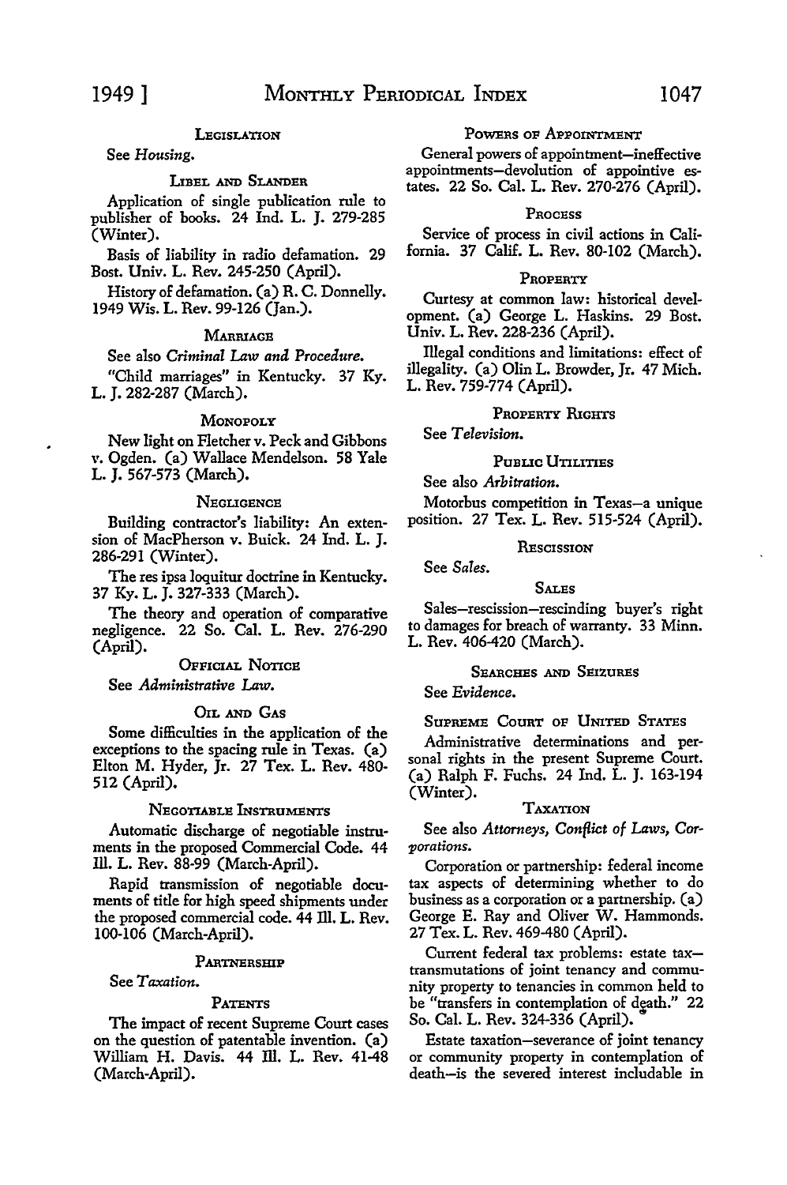#### Legislation

See *Housing.*

#### Libel and Slander

Application of single publication rule to publisher of books. 24 Ind. L. J. 279-285 (Winter).

Basis of liability in radio defamation. 29 Bost. Univ. L. Rev. 245-250 (April).

History of defamation. (a) R. C. Donnelly. 1949 Wis. L. Rev. 99-126 (Jan.).

#### Marriage

See also *Criminal Law and Procedure.*

"Child marriages" in Kentucky. 37 Ky. L. J. 282-287 (March).

#### Monopoly

New light on Fletcher v. Peck and Gibbons v. Ogden. (a) Wallace Mendelson. 58 Yale L. J. 567-573 (March).

#### Negligence

Building contractor's liability: An extension of MacPherson v. Buick. 24 Ind. L. J. 286-291 (Winter).

The res ipsa loquitur doctrine in Kentucky. 37 Ky. L. J. 327-333 (March).

The theory and operation of comparative negligence. 22 So. Cal. L. Rev. 276-290 (April).

#### Official Notice

See *Administrative Law.*

#### Oil and Gas

Some difficulties in the application of the exceptions to the spacing rule in Texas. (a) Elton M. Hyder, Jr. 27 Tex. L. Rev. 480-512 (April).

#### Negotiable Instruments

Automatic discharge of negotiable instruments in the proposed Commercial Code. 44 Ill. L. Rev. 88-99 (March-April).

Rapid transmission of negotiable documents of title for high speed shipments under the proposed commercial code. 44 Ill. L. Rev. 100-106 (March-April).

#### Partnership

See *Taxation.*

#### Patents

The impact of recent Supreme Court cases on the question of patentable invention. (a) William H. Davis. 44 Ill. L. Rev. 41-48 (March-April).

#### Powers of Appointment

General powers of appointment—ineffective appointments—devolution of appointive estates. 22 So. Cal. L. Rev. 270-276 (April).

#### Process

Service of process in civil actions in California. 37 Calif. L. Rev. 80-102 (March).

#### Property

Curtesy at common law: historical development. (a) George L. Haskins. 29 Bost. Univ. L. Rev. 228-236 (April).

Illegal conditions and limitations: effect of illegality. (a) Olin L. Browder, Jr. 47 Mich. L. Rev. 759-774 (April).

#### Property Rights

See *Television.*

#### Public Utilities

See also *Arbitration.*

Motorbus competition in Texas—a unique position. 27 Tex. L. Rev. 515-524 (April).

#### Rescission

See *Sales.*

#### Sales

Sales—rescission—rescinding buyer's right to damages for breach of warranty. 33 Minn. L. Rev. 406-420 (March).

#### Searches and Seizures

See *Evidence.*

#### Supreme Court of United States

Administrative determinations and personal rights in the present Supreme Court. (a) Ralph F. Fuchs. 24 Ind. L. J. 163-194 (Winter).

#### Taxation

See also *Attorneys, Conflict of Laws, Corporations.*

Corporation or partnership: federal income tax aspects of determining whether to do business as a corporation or a partnership. (a) George E. Ray and Oliver W. Hammonds. 27 Tex. L. Rev. 469-480 (April).

Current federal tax problems: estate tax—transmutations of joint tenancy and community property to tenancies in common held to be "transfers in contemplation of death." 22 So. Cal. L. Rev. 324-336 (April).

Estate taxation—severance of joint tenancy or community property in contemplation of death—is the severed interest includable in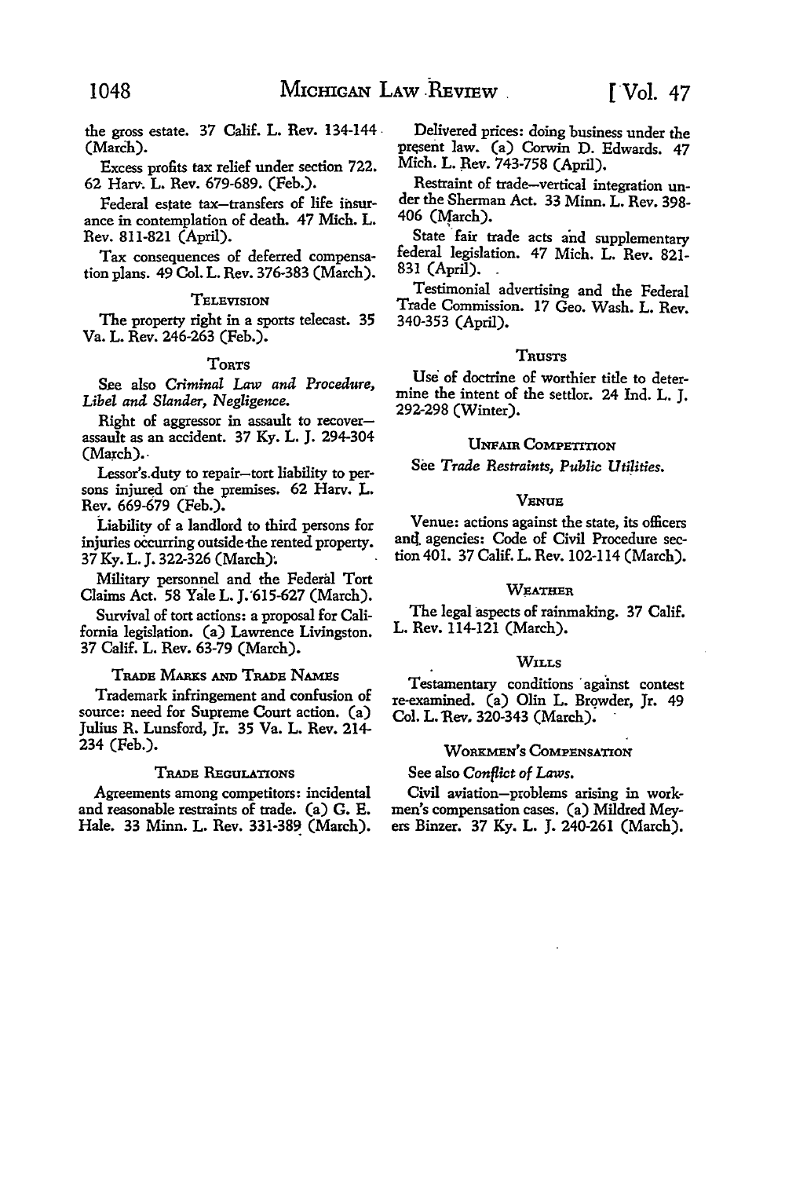the gross estate. 37 Calif. L. Rev. 134-144 (March).

Excess profits tax relief under section 722. 62 Harv. L. Rev. 679-689. (Feb.).

Federal estate tax—transfers of life insurance in contemplation of death. 47 Mich. L. Rev. 811-821 (April).

Tax consequences of deferred compensation plans. 49 Col. L. Rev. 376-383 (March).

### TELEVISION

The property right in a sports telecast. 35 Va. L. Rev. 246-263 (Feb.).

### TORTS

See also *Criminal Law and Procedure, Libel and Slander, Negligence.*

Right of aggressor in assault to recover—assault as an accident. 37 Ky. L. J. 294-304 (March).

Lessor's duty to repair—tort liability to persons injured on the premises. 62 Harv. L. Rev. 669-679 (Feb.).

Liability of a landlord to third persons for injuries occurring outside the rented property. 37 Ky. L. J. 322-326 (March).

Military personnel and the Federal Tort Claims Act. 58 Yale L. J. 615-627 (March).

Survival of tort actions: a proposal for California legislation. (a) Lawrence Livingston. 37 Calif. L. Rev. 63-79 (March).

### TRADE MARKS AND TRADE NAMES

Trademark infringement and confusion of source: need for Supreme Court action. (a) Julius R. Lunsford, Jr. 35 Va. L. Rev. 214-234 (Feb.).

### TRADE REGULATIONS

Agreements among competitors: incidental and reasonable restraints of trade. (a) G. E. Hale. 33 Minn. L. Rev. 331-389 (March).

Delivered prices: doing business under the present law. (a) Corwin D. Edwards. 47 Mich. L. Rev. 743-758 (April).

Restraint of trade—vertical integration under the Sherman Act. 33 Minn. L. Rev. 398-406 (March).

State fair trade acts and supplementary federal legislation. 47 Mich. L. Rev. 821-831 (April).

Testimonial advertising and the Federal Trade Commission. 17 Geo. Wash. L. Rev. 340-353 (April).

### TRUSTS

Use of doctrine of worthier title to determine the intent of the settlor. 24 Ind. L. J. 292-298 (Winter).

### UNFAIR COMPETITION

See *Trade Restraints, Public Utilities.*

### VENUE

Venue: actions against the state, its officers and agencies: Code of Civil Procedure section 401. 37 Calif. L. Rev. 102-114 (March).

### WEATHER

The legal aspects of rainmaking. 37 Calif. L. Rev. 114-121 (March).

### WILLS

Testamentary conditions against contest re-examined. (a) Olin L. Browder, Jr. 49 Col. L. Rev. 320-343 (March).

### WORKMEN'S COMPENSATION

See also *Conflict of Laws.*

Civil aviation—problems arising in workmen's compensation cases. (a) Mildred Meyers Binzer. 37 Ky. L. J. 240-261 (March).